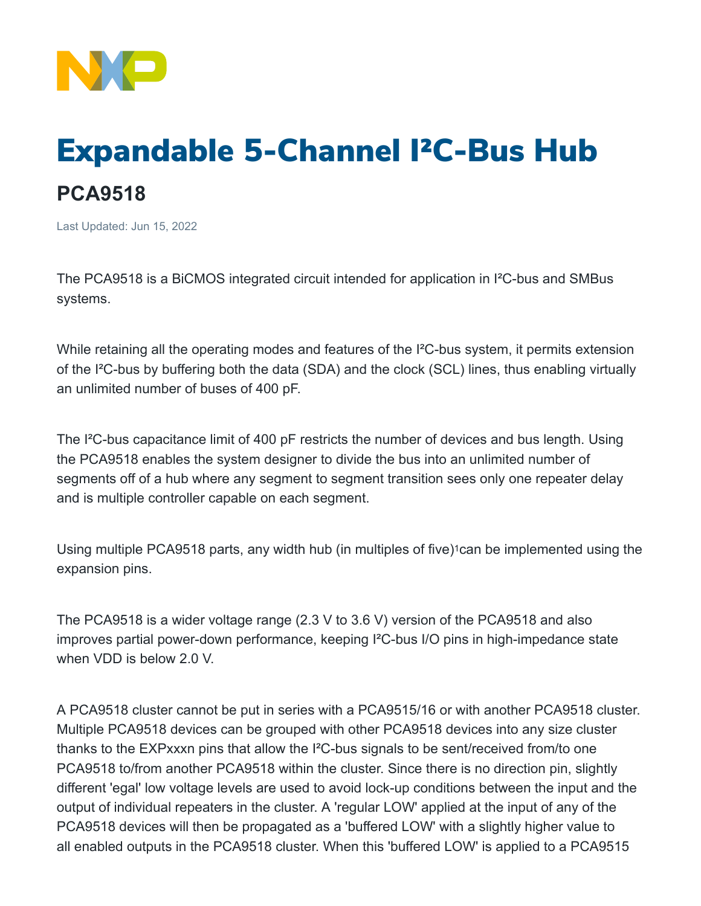# Expandable 5-Channel I²C-Bus Hub

## PCA9518

Last Updated: Jun 15, 2022

The PCA9518 is a BiCMOS integrated circuit intended for application in I²C-bus and SMBus systems.

While retaining all the operating modes and features of the I²C-bus system, it permits extension of the I²C-bus by buffering both the data (SDA) and the clock (SCL) lines, thus enabling virtually an unlimited number of buses of 400 pF.

The I²C-bus capacitance limit of 400 pF restricts the number of devices and bus length. Using the PCA9518 enables the system designer to divide the bus into an unlimited number of segments off of a hub where any segment to segment transition sees only one repeater delay and is multiple controller capable on each segment.

Using multiple PCA9518 parts, any width hub (in multiples of five)[1]can be implemented using the expansion pins.

The PCA9518 is a wider voltage range (2.3 V to 3.6 V) version of the PCA9518 and also improves partial power-down performance, keeping I²C-bus I/O pins in high-impedance state when VDD is below 2.0 V.

A PCA9518 cluster cannot be put in series with a PCA9515/16 or with another PCA9518 cluster. Multiple PCA9518 devices can be grouped with other PCA9518 devices into any size cluster thanks to the EXPxxxn pins that allow the I²C-bus signals to be sent/received from/to one PCA9518 to/from another PCA9518 within the cluster. Since there is no direction pin, slightly different 'egal' low voltage levels are used to avoid lock-up conditions between the input and the output of individual repeaters in the cluster. A 'regular LOW' applied at the input of any of the PCA9518 devices will then be propagated as a 'buffered LOW' with a slightly higher value to all enabled outputs in the PCA9518 cluster. When this 'buffered LOW' is applied to a PCA9515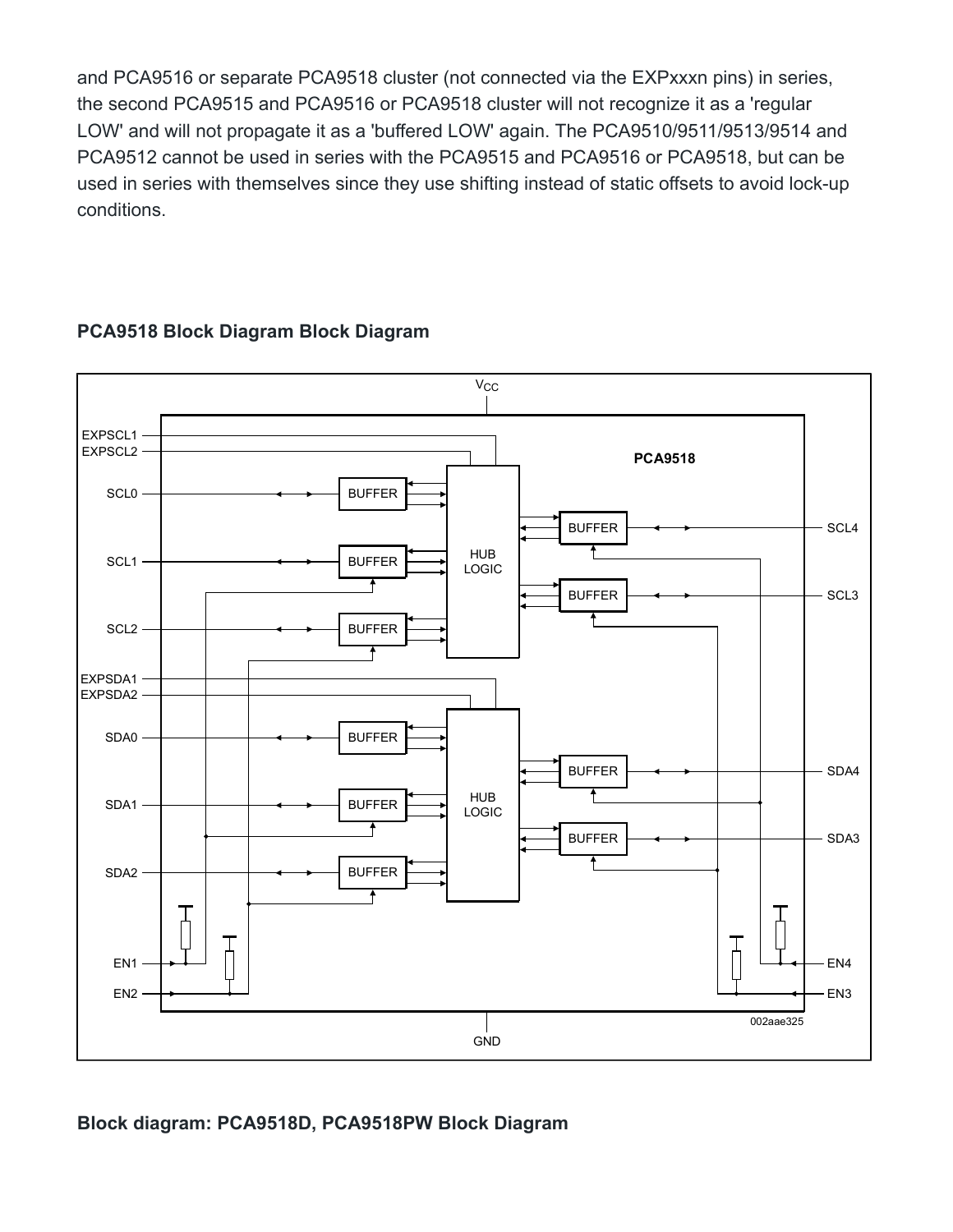and PCA9516 or separate PCA9518 cluster (not connected via the EXPxxxn pins) in series, the second PCA9515 and PCA9516 or PCA9518 cluster will not recognize it as a 'regular LOW' and will not propagate it as a 'buffered LOW' again. The PCA9510/9511/9513/9514 and PCA9512 cannot be used in series with the PCA9515 and PCA9516 or PCA9518, but can be used in series with themselves since they use shifting instead of static offsets to avoid lock-up conditions.

## PCA9518 Block Diagram Block Diagram

## Block diagram: PCA9518D, PCA9518PW Block Diagram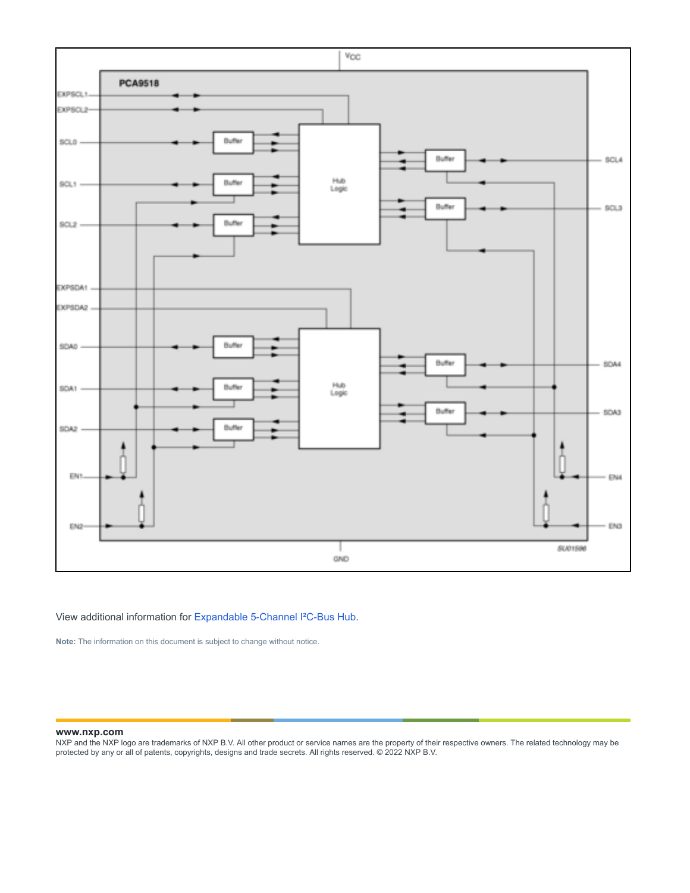$V_{CC}$

PCA9518

EXPSCL1

EXPSCL2

SCL0

SCL1

SCL2

Buffer

Hub Logic

SCL4

SCL3

EXPSDA1

EXPSDA2

SDA0

SDA1

SDA2

SDA4

SDA3

EN1

EN2

EN4

EN3

GND

SU01596

View additional information for Expandable 5-Channel I²C-Bus Hub.

**Note:** The information on this document is subject to change without notice.